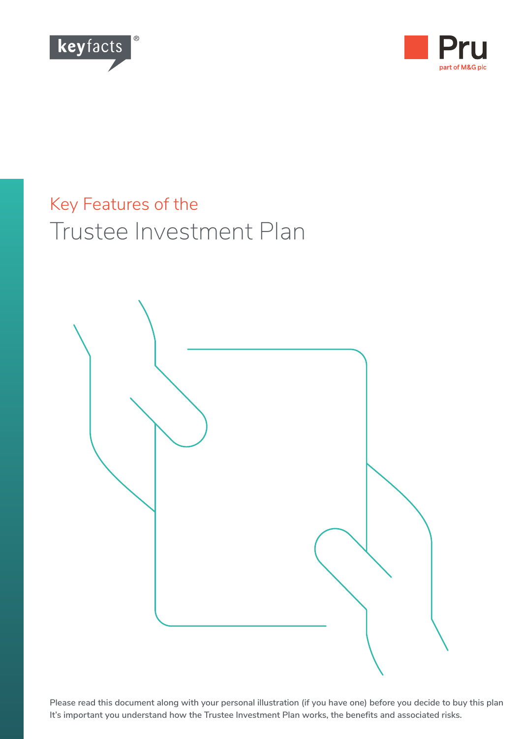keyfacts®

Pru
part of M&G plc

# Key Features of the
# Trustee Investment Plan

Please read this document along with your personal illustration (if you have one) before you decide to buy this plan
It's important you understand how the Trustee Investment Plan works, the benefits and associated risks.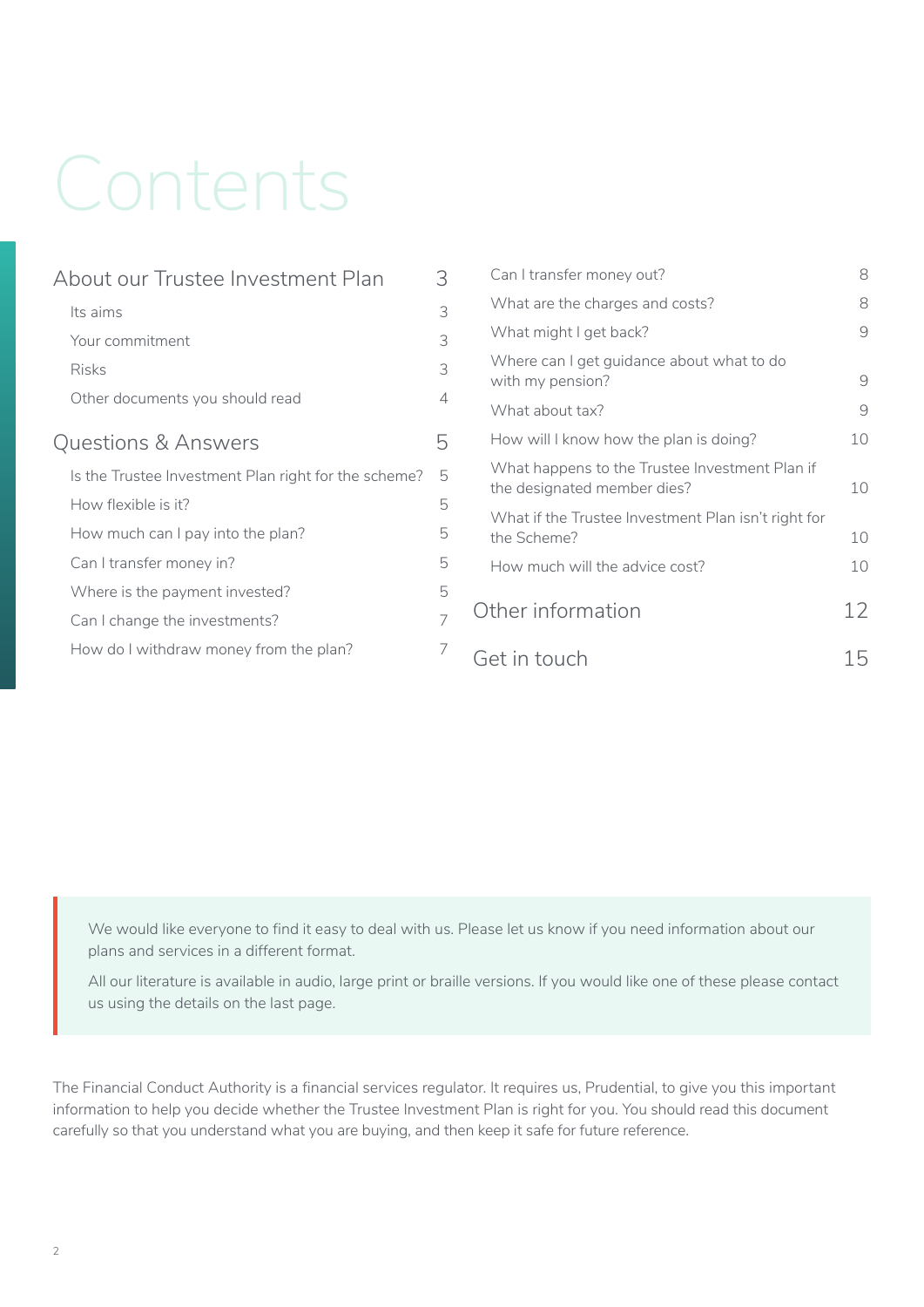# Contents

| | |
|---|---|
| **About our Trustee Investment Plan** | **3** |
| Its aims | 3 |
| Your commitment | 3 |
| Risks | 3 |
| Other documents you should read | 4 |
| **Questions & Answers** | **5** |
| Is the Trustee Investment Plan right for the scheme? | 5 |
| How flexible is it? | 5 |
| How much can I pay into the plan? | 5 |
| Can I transfer money in? | 5 |
| Where is the payment invested? | 5 |
| Can I change the investments? | 7 |
| How do I withdraw money from the plan? | 7 |
| Can I transfer money out? | 8 |
| What are the charges and costs? | 8 |
| What might I get back? | 9 |
| Where can I get guidance about what to do with my pension? | 9 |
| What about tax? | 9 |
| How will I know how the plan is doing? | 10 |
| What happens to the Trustee Investment Plan if the designated member dies? | 10 |
| What if the Trustee Investment Plan isn't right for the Scheme? | 10 |
| How much will the advice cost? | 10 |
| **Other information** | **12** |
| **Get in touch** | **15** |

We would like everyone to find it easy to deal with us. Please let us know if you need information about our plans and services in a different format.

All our literature is available in audio, large print or braille versions. If you would like one of these please contact us using the details on the last page.

The Financial Conduct Authority is a financial services regulator. It requires us, Prudential, to give you this important information to help you decide whether the Trustee Investment Plan is right for you. You should read this document carefully so that you understand what you are buying, and then keep it safe for future reference.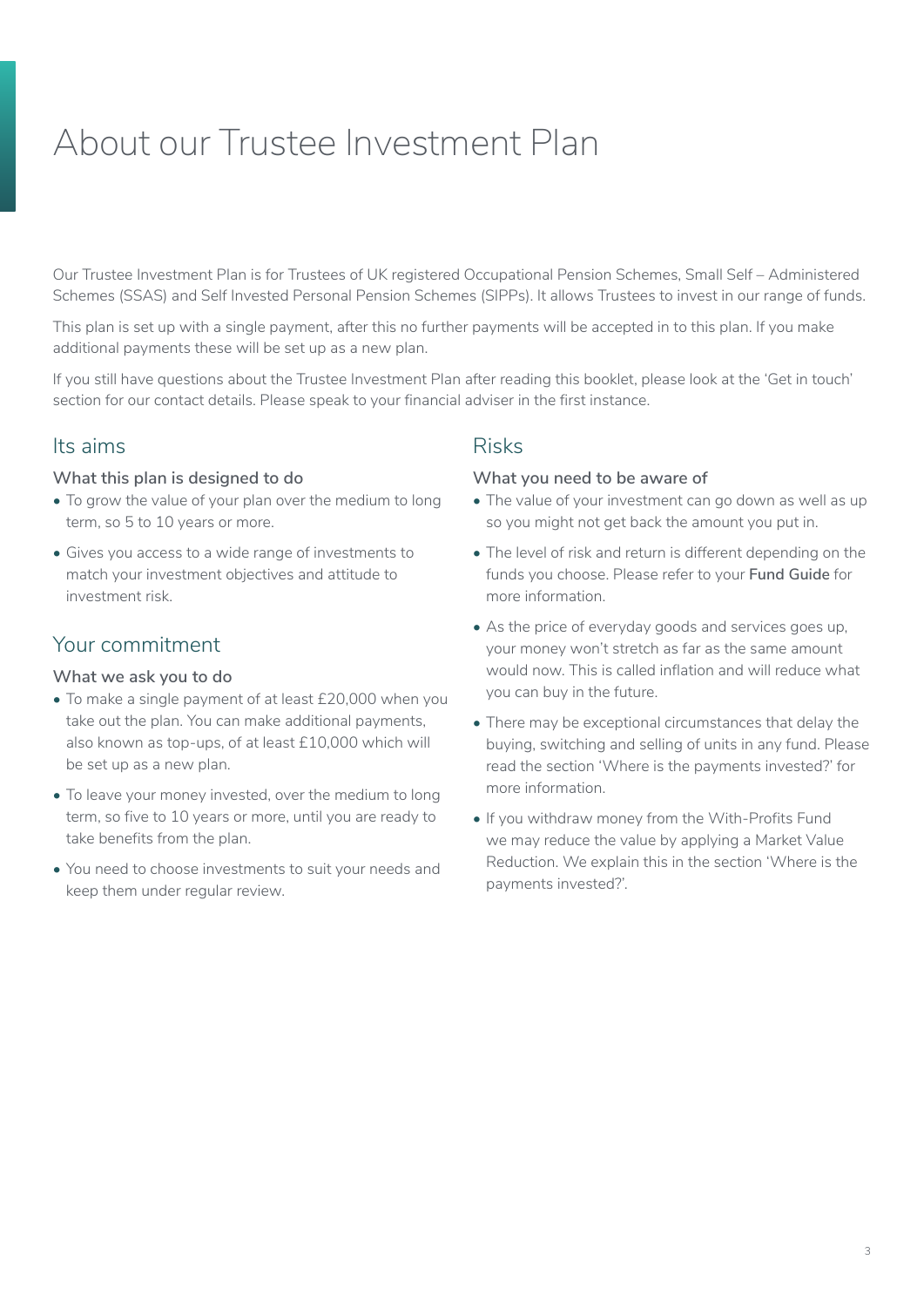# About our Trustee Investment Plan

Our Trustee Investment Plan is for Trustees of UK registered Occupational Pension Schemes, Small Self – Administered Schemes (SSAS) and Self Invested Personal Pension Schemes (SIPPs). It allows Trustees to invest in our range of funds.

This plan is set up with a single payment, after this no further payments will be accepted in to this plan. If you make additional payments these will be set up as a new plan.

If you still have questions about the Trustee Investment Plan after reading this booklet, please look at the 'Get in touch' section for our contact details. Please speak to your financial adviser in the first instance.

## Its aims

### What this plan is designed to do

- To grow the value of your plan over the medium to long term, so 5 to 10 years or more.
- Gives you access to a wide range of investments to match your investment objectives and attitude to investment risk.

## Your commitment

### What we ask you to do

- To make a single payment of at least £20,000 when you take out the plan. You can make additional payments, also known as top-ups, of at least £10,000 which will be set up as a new plan.
- To leave your money invested, over the medium to long term, so five to 10 years or more, until you are ready to take benefits from the plan.
- You need to choose investments to suit your needs and keep them under regular review.

## Risks

### What you need to be aware of

- The value of your investment can go down as well as up so you might not get back the amount you put in.
- The level of risk and return is different depending on the funds you choose. Please refer to your **Fund Guide** for more information.
- As the price of everyday goods and services goes up, your money won't stretch as far as the same amount would now. This is called inflation and will reduce what you can buy in the future.
- There may be exceptional circumstances that delay the buying, switching and selling of units in any fund. Please read the section 'Where is the payments invested?' for more information.
- If you withdraw money from the With-Profits Fund we may reduce the value by applying a Market Value Reduction. We explain this in the section 'Where is the payments invested?'.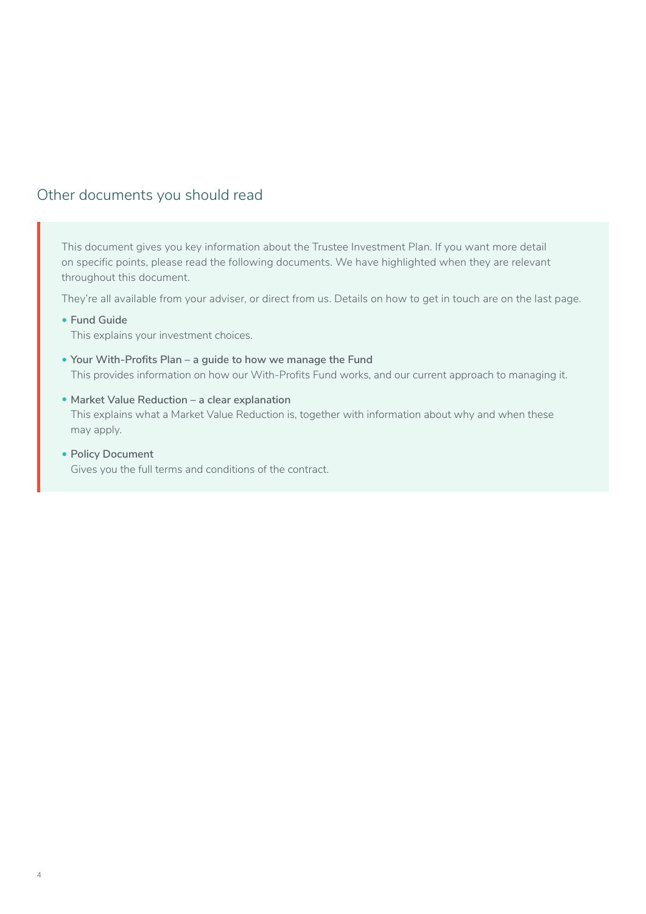## Other documents you should read

This document gives you key information about the Trustee Investment Plan. If you want more detail on specific points, please read the following documents. We have highlighted when they are relevant throughout this document.

They're all available from your adviser, or direct from us. Details on how to get in touch are on the last page.

- **Fund Guide**
  This explains your investment choices.
- **Your With-Profits Plan – a guide to how we manage the Fund**
  This provides information on how our With-Profits Fund works, and our current approach to managing it.
- **Market Value Reduction – a clear explanation**
  This explains what a Market Value Reduction is, together with information about why and when these may apply.
- **Policy Document**
  Gives you the full terms and conditions of the contract.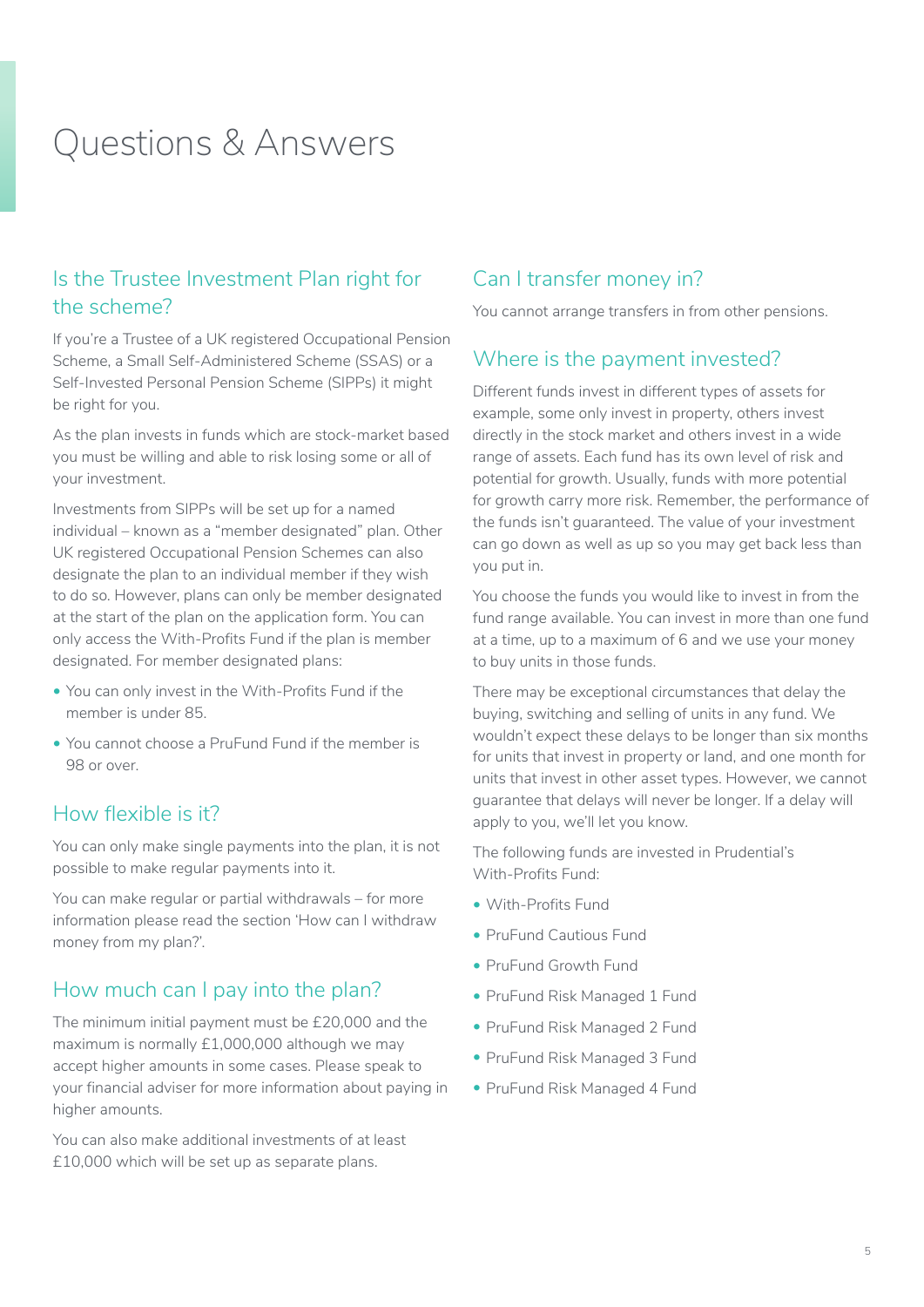# Questions & Answers

## Is the Trustee Investment Plan right for the scheme?

If you're a Trustee of a UK registered Occupational Pension Scheme, a Small Self-Administered Scheme (SSAS) or a Self-Invested Personal Pension Scheme (SIPPs) it might be right for you.

As the plan invests in funds which are stock-market based you must be willing and able to risk losing some or all of your investment.

Investments from SIPPs will be set up for a named individual – known as a "member designated" plan. Other UK registered Occupational Pension Schemes can also designate the plan to an individual member if they wish to do so. However, plans can only be member designated at the start of the plan on the application form. You can only access the With-Profits Fund if the plan is member designated. For member designated plans:

- You can only invest in the With-Profits Fund if the member is under 85.
- You cannot choose a PruFund Fund if the member is 98 or over.

## How flexible is it?

You can only make single payments into the plan, it is not possible to make regular payments into it.

You can make regular or partial withdrawals – for more information please read the section 'How can I withdraw money from my plan?'.

## How much can I pay into the plan?

The minimum initial payment must be £20,000 and the maximum is normally £1,000,000 although we may accept higher amounts in some cases. Please speak to your financial adviser for more information about paying in higher amounts.

You can also make additional investments of at least £10,000 which will be set up as separate plans.

## Can I transfer money in?

You cannot arrange transfers in from other pensions.

## Where is the payment invested?

Different funds invest in different types of assets for example, some only invest in property, others invest directly in the stock market and others invest in a wide range of assets. Each fund has its own level of risk and potential for growth. Usually, funds with more potential for growth carry more risk. Remember, the performance of the funds isn't guaranteed. The value of your investment can go down as well as up so you may get back less than you put in.

You choose the funds you would like to invest in from the fund range available. You can invest in more than one fund at a time, up to a maximum of 6 and we use your money to buy units in those funds.

There may be exceptional circumstances that delay the buying, switching and selling of units in any fund. We wouldn't expect these delays to be longer than six months for units that invest in property or land, and one month for units that invest in other asset types. However, we cannot guarantee that delays will never be longer. If a delay will apply to you, we'll let you know.

The following funds are invested in Prudential's With-Profits Fund:

- With-Profits Fund
- PruFund Cautious Fund
- PruFund Growth Fund
- PruFund Risk Managed 1 Fund
- PruFund Risk Managed 2 Fund
- PruFund Risk Managed 3 Fund
- PruFund Risk Managed 4 Fund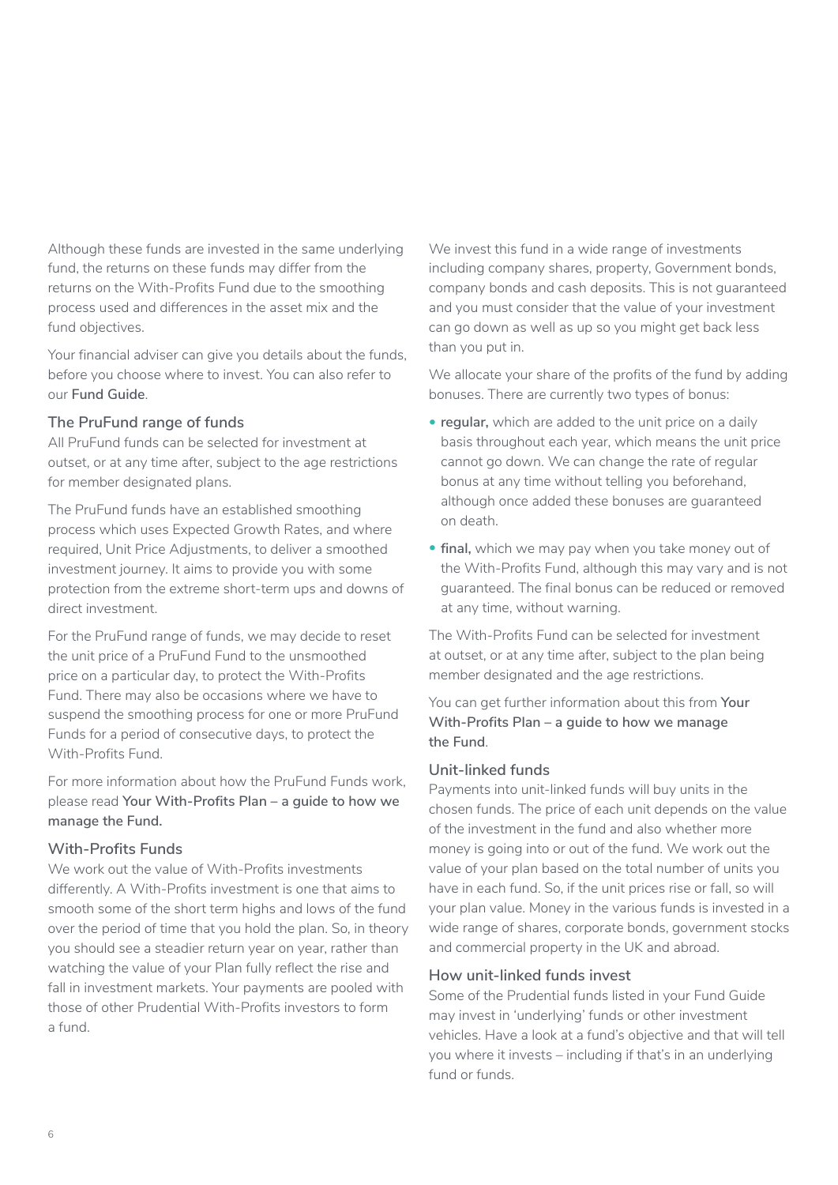Although these funds are invested in the same underlying fund, the returns on these funds may differ from the returns on the With-Profits Fund due to the smoothing process used and differences in the asset mix and the fund objectives.

Your financial adviser can give you details about the funds, before you choose where to invest. You can also refer to our **Fund Guide**.

### The PruFund range of funds

All PruFund funds can be selected for investment at outset, or at any time after, subject to the age restrictions for member designated plans.

The PruFund funds have an established smoothing process which uses Expected Growth Rates, and where required, Unit Price Adjustments, to deliver a smoothed investment journey. It aims to provide you with some protection from the extreme short-term ups and downs of direct investment.

For the PruFund range of funds, we may decide to reset the unit price of a PruFund Fund to the unsmoothed price on a particular day, to protect the With-Profits Fund. There may also be occasions where we have to suspend the smoothing process for one or more PruFund Funds for a period of consecutive days, to protect the With-Profits Fund.

For more information about how the PruFund Funds work, please read **Your With-Profits Plan – a guide to how we manage the Fund.**

### With-Profits Funds

We work out the value of With-Profits investments differently. A With-Profits investment is one that aims to smooth some of the short term highs and lows of the fund over the period of time that you hold the plan. So, in theory you should see a steadier return year on year, rather than watching the value of your Plan fully reflect the rise and fall in investment markets. Your payments are pooled with those of other Prudential With-Profits investors to form a fund.

We invest this fund in a wide range of investments including company shares, property, Government bonds, company bonds and cash deposits. This is not guaranteed and you must consider that the value of your investment can go down as well as up so you might get back less than you put in.

We allocate your share of the profits of the fund by adding bonuses. There are currently two types of bonus:

- **regular,** which are added to the unit price on a daily basis throughout each year, which means the unit price cannot go down. We can change the rate of regular bonus at any time without telling you beforehand, although once added these bonuses are guaranteed on death.
- **final,** which we may pay when you take money out of the With-Profits Fund, although this may vary and is not guaranteed. The final bonus can be reduced or removed at any time, without warning.

The With-Profits Fund can be selected for investment at outset, or at any time after, subject to the plan being member designated and the age restrictions.

You can get further information about this from **Your With-Profits Plan – a guide to how we manage the Fund**.

### Unit-linked funds

Payments into unit-linked funds will buy units in the chosen funds. The price of each unit depends on the value of the investment in the fund and also whether more money is going into or out of the fund. We work out the value of your plan based on the total number of units you have in each fund. So, if the unit prices rise or fall, so will your plan value. Money in the various funds is invested in a wide range of shares, corporate bonds, government stocks and commercial property in the UK and abroad.

### How unit-linked funds invest

Some of the Prudential funds listed in your Fund Guide may invest in 'underlying' funds or other investment vehicles. Have a look at a fund's objective and that will tell you where it invests – including if that's in an underlying fund or funds.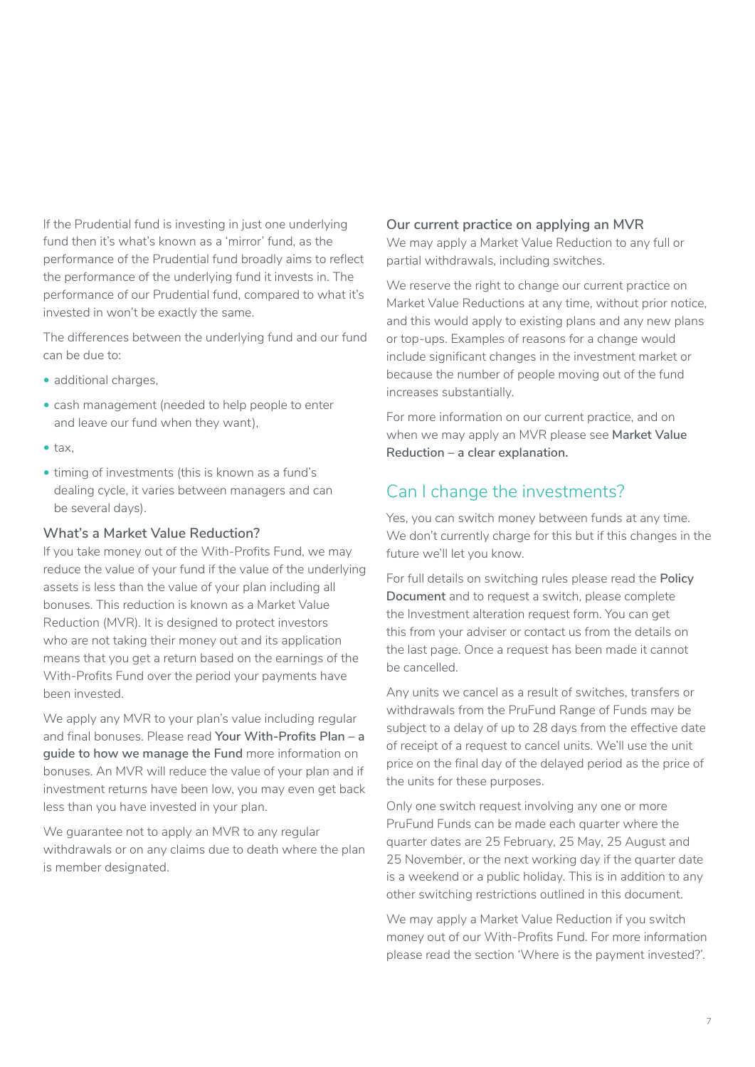If the Prudential fund is investing in just one underlying fund then it's what's known as a 'mirror' fund, as the performance of the Prudential fund broadly aims to reflect the performance of the underlying fund it invests in. The performance of our Prudential fund, compared to what it's invested in won't be exactly the same.

The differences between the underlying fund and our fund can be due to:

- additional charges,
- cash management (needed to help people to enter and leave our fund when they want),
- tax,
- timing of investments (this is known as a fund's dealing cycle, it varies between managers and can be several days).

### What's a Market Value Reduction?

If you take money out of the With-Profits Fund, we may reduce the value of your fund if the value of the underlying assets is less than the value of your plan including all bonuses. This reduction is known as a Market Value Reduction (MVR). It is designed to protect investors who are not taking their money out and its application means that you get a return based on the earnings of the With-Profits Fund over the period your payments have been invested.

We apply any MVR to your plan's value including regular and final bonuses. Please read **Your With-Profits Plan – a guide to how we manage the Fund** more information on bonuses. An MVR will reduce the value of your plan and if investment returns have been low, you may even get back less than you have invested in your plan.

We guarantee not to apply an MVR to any regular withdrawals or on any claims due to death where the plan is member designated.

### Our current practice on applying an MVR

We may apply a Market Value Reduction to any full or partial withdrawals, including switches.

We reserve the right to change our current practice on Market Value Reductions at any time, without prior notice, and this would apply to existing plans and any new plans or top-ups. Examples of reasons for a change would include significant changes in the investment market or because the number of people moving out of the fund increases substantially.

For more information on our current practice, and on when we may apply an MVR please see **Market Value Reduction – a clear explanation.**

## Can I change the investments?

Yes, you can switch money between funds at any time. We don't currently charge for this but if this changes in the future we'll let you know.

For full details on switching rules please read the **Policy Document** and to request a switch, please complete the Investment alteration request form. You can get this from your adviser or contact us from the details on the last page. Once a request has been made it cannot be cancelled.

Any units we cancel as a result of switches, transfers or withdrawals from the PruFund Range of Funds may be subject to a delay of up to 28 days from the effective date of receipt of a request to cancel units. We'll use the unit price on the final day of the delayed period as the price of the units for these purposes.

Only one switch request involving any one or more PruFund Funds can be made each quarter where the quarter dates are 25 February, 25 May, 25 August and 25 November, or the next working day if the quarter date is a weekend or a public holiday. This is in addition to any other switching restrictions outlined in this document.

We may apply a Market Value Reduction if you switch money out of our With-Profits Fund. For more information please read the section 'Where is the payment invested?'.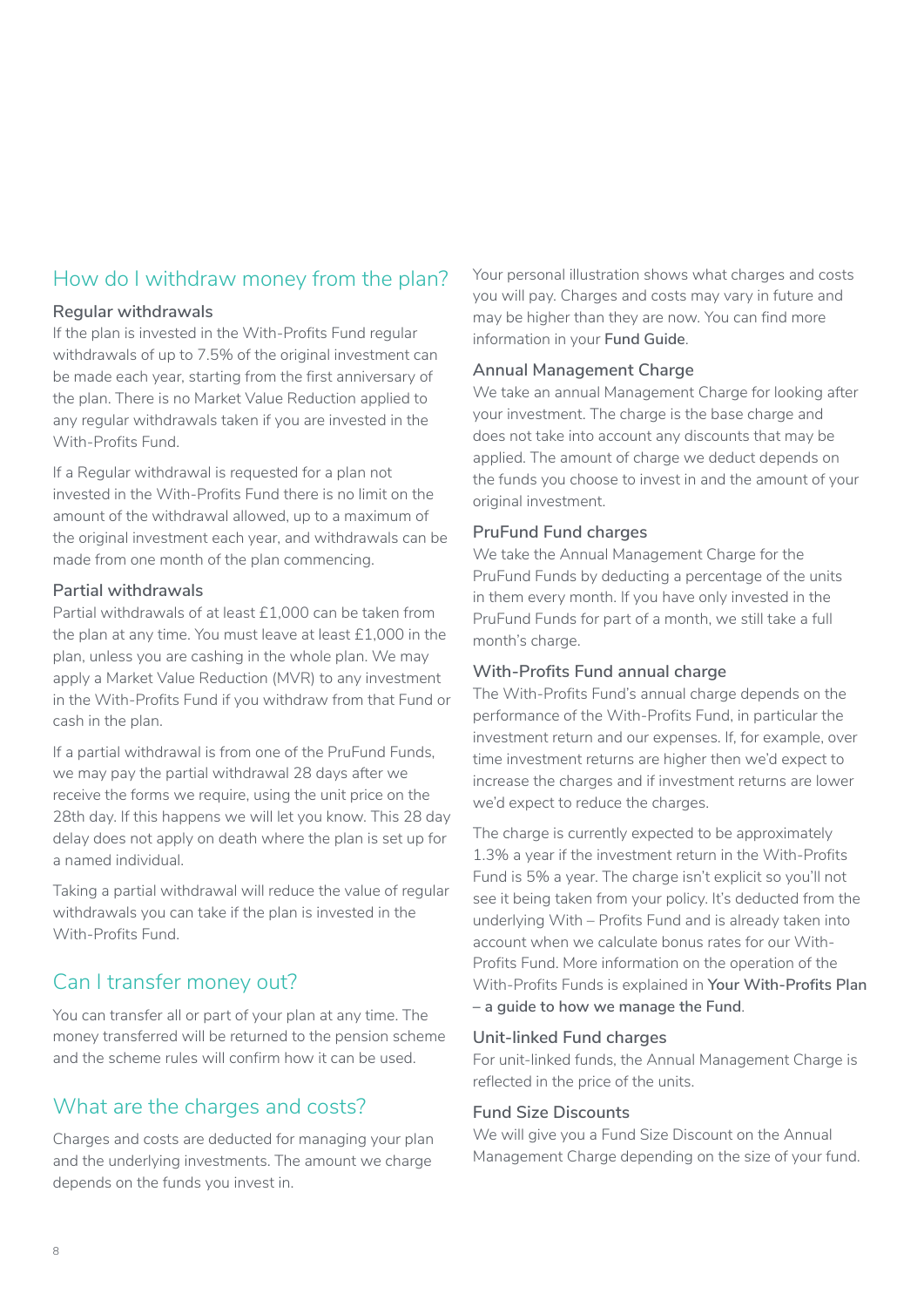## How do I withdraw money from the plan?

### Regular withdrawals

If the plan is invested in the With-Profits Fund regular withdrawals of up to 7.5% of the original investment can be made each year, starting from the first anniversary of the plan. There is no Market Value Reduction applied to any regular withdrawals taken if you are invested in the With-Profits Fund.

If a Regular withdrawal is requested for a plan not invested in the With-Profits Fund there is no limit on the amount of the withdrawal allowed, up to a maximum of the original investment each year, and withdrawals can be made from one month of the plan commencing.

### Partial withdrawals

Partial withdrawals of at least £1,000 can be taken from the plan at any time. You must leave at least £1,000 in the plan, unless you are cashing in the whole plan. We may apply a Market Value Reduction (MVR) to any investment in the With-Profits Fund if you withdraw from that Fund or cash in the plan.

If a partial withdrawal is from one of the PruFund Funds, we may pay the partial withdrawal 28 days after we receive the forms we require, using the unit price on the 28th day. If this happens we will let you know. This 28 day delay does not apply on death where the plan is set up for a named individual.

Taking a partial withdrawal will reduce the value of regular withdrawals you can take if the plan is invested in the With-Profits Fund.

## Can I transfer money out?

You can transfer all or part of your plan at any time. The money transferred will be returned to the pension scheme and the scheme rules will confirm how it can be used.

## What are the charges and costs?

Charges and costs are deducted for managing your plan and the underlying investments. The amount we charge depends on the funds you invest in.

Your personal illustration shows what charges and costs you will pay. Charges and costs may vary in future and may be higher than they are now. You can find more information in your **Fund Guide**.

### Annual Management Charge

We take an annual Management Charge for looking after your investment. The charge is the base charge and does not take into account any discounts that may be applied. The amount of charge we deduct depends on the funds you choose to invest in and the amount of your original investment.

### PruFund Fund charges

We take the Annual Management Charge for the PruFund Funds by deducting a percentage of the units in them every month. If you have only invested in the PruFund Funds for part of a month, we still take a full month's charge.

### With-Profits Fund annual charge

The With-Profits Fund's annual charge depends on the performance of the With-Profits Fund, in particular the investment return and our expenses. If, for example, over time investment returns are higher then we'd expect to increase the charges and if investment returns are lower we'd expect to reduce the charges.

The charge is currently expected to be approximately 1.3% a year if the investment return in the With-Profits Fund is 5% a year. The charge isn't explicit so you'll not see it being taken from your policy. It's deducted from the underlying With – Profits Fund and is already taken into account when we calculate bonus rates for our With-Profits Fund. More information on the operation of the With-Profits Funds is explained in **Your With-Profits Plan – a guide to how we manage the Fund**.

### Unit-linked Fund charges

For unit-linked funds, the Annual Management Charge is reflected in the price of the units.

### Fund Size Discounts

We will give you a Fund Size Discount on the Annual Management Charge depending on the size of your fund.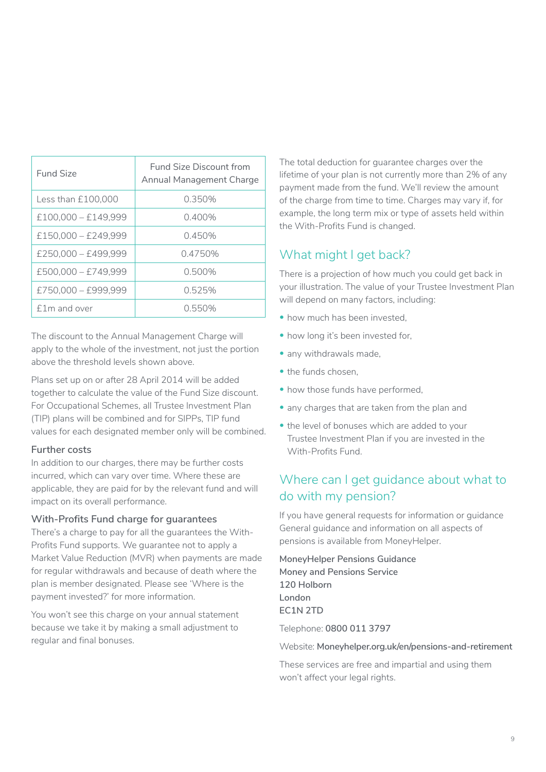| Fund Size | Fund Size Discount from Annual Management Charge |
|---|---|
| Less than £100,000 | 0.350% |
| £100,000 – £149,999 | 0.400% |
| £150,000 – £249,999 | 0.450% |
| £250,000 – £499,999 | 0.4750% |
| £500,000 – £749,999 | 0.500% |
| £750,000 – £999,999 | 0.525% |
| £1m and over | 0.550% |

The discount to the Annual Management Charge will apply to the whole of the investment, not just the portion above the threshold levels shown above.

Plans set up on or after 28 April 2014 will be added together to calculate the value of the Fund Size discount. For Occupational Schemes, all Trustee Investment Plan (TIP) plans will be combined and for SIPPs, TIP fund values for each designated member only will be combined.

### Further costs

In addition to our charges, there may be further costs incurred, which can vary over time. Where these are applicable, they are paid for by the relevant fund and will impact on its overall performance.

### With-Profits Fund charge for guarantees

There's a charge to pay for all the guarantees the With-Profits Fund supports. We guarantee not to apply a Market Value Reduction (MVR) when payments are made for regular withdrawals and because of death where the plan is member designated. Please see 'Where is the payment invested?' for more information.

You won't see this charge on your annual statement because we take it by making a small adjustment to regular and final bonuses.

The total deduction for guarantee charges over the lifetime of your plan is not currently more than 2% of any payment made from the fund. We'll review the amount of the charge from time to time. Charges may vary if, for example, the long term mix or type of assets held within the With-Profits Fund is changed.

## What might I get back?

There is a projection of how much you could get back in your illustration. The value of your Trustee Investment Plan will depend on many factors, including:

- how much has been invested,
- how long it's been invested for,
- any withdrawals made,
- the funds chosen,
- how those funds have performed,
- any charges that are taken from the plan and
- the level of bonuses which are added to your Trustee Investment Plan if you are invested in the With-Profits Fund.

## Where can I get guidance about what to do with my pension?

If you have general requests for information or guidance General guidance and information on all aspects of pensions is available from MoneyHelper.

**MoneyHelper Pensions Guidance**
**Money and Pensions Service**
**120 Holborn**
**London**
**EC1N 2TD**

Telephone: **0800 011 3797**

Website: **Moneyhelper.org.uk/en/pensions-and-retirement**

These services are free and impartial and using them won't affect your legal rights.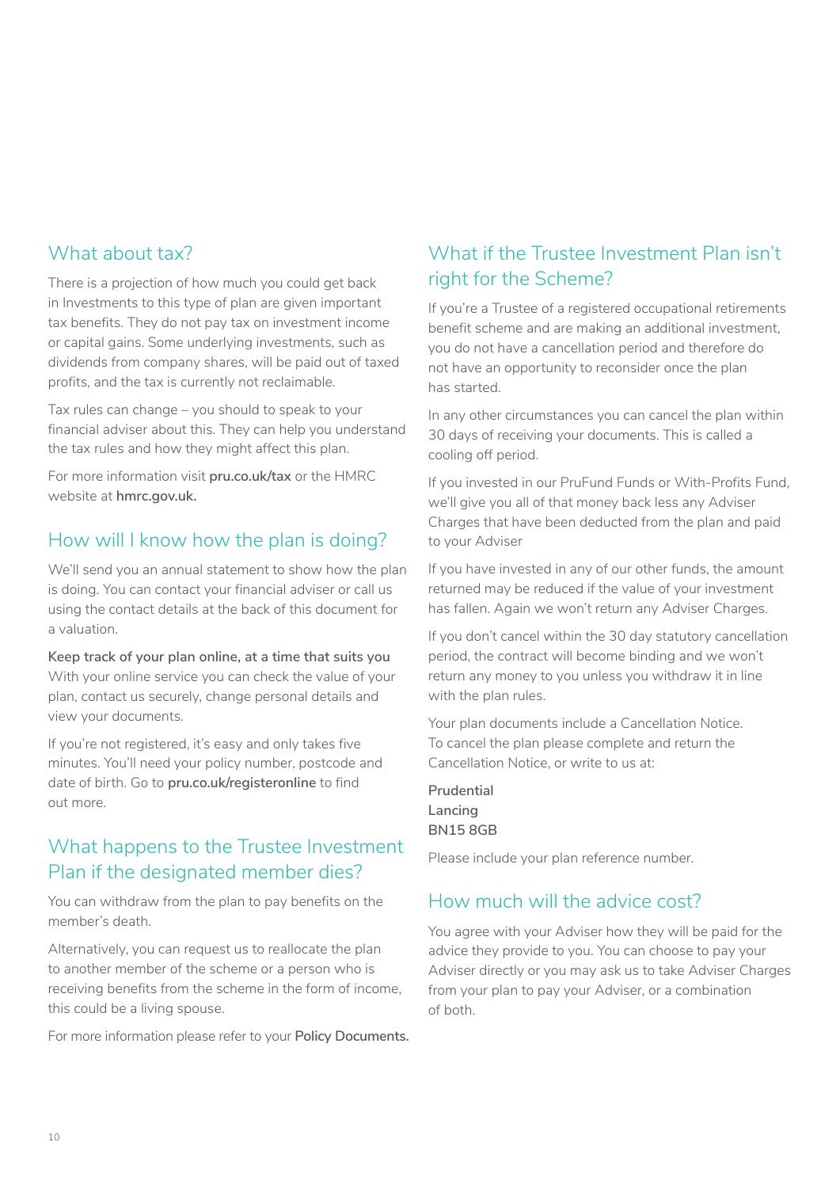## What about tax?

There is a projection of how much you could get back in Investments to this type of plan are given important tax benefits. They do not pay tax on investment income or capital gains. Some underlying investments, such as dividends from company shares, will be paid out of taxed profits, and the tax is currently not reclaimable.

Tax rules can change – you should to speak to your financial adviser about this. They can help you understand the tax rules and how they might affect this plan.

For more information visit **pru.co.uk/tax** or the HMRC website at **hmrc.gov.uk.**

## How will I know how the plan is doing?

We'll send you an annual statement to show how the plan is doing. You can contact your financial adviser or call us using the contact details at the back of this document for a valuation.

**Keep track of your plan online, at a time that suits you**
With your online service you can check the value of your plan, contact us securely, change personal details and view your documents.

If you're not registered, it's easy and only takes five minutes. You'll need your policy number, postcode and date of birth. Go to **pru.co.uk/registeronline** to find out more.

## What happens to the Trustee Investment Plan if the designated member dies?

You can withdraw from the plan to pay benefits on the member's death.

Alternatively, you can request us to reallocate the plan to another member of the scheme or a person who is receiving benefits from the scheme in the form of income, this could be a living spouse.

For more information please refer to your **Policy Documents.**

## What if the Trustee Investment Plan isn't right for the Scheme?

If you're a Trustee of a registered occupational retirements benefit scheme and are making an additional investment, you do not have a cancellation period and therefore do not have an opportunity to reconsider once the plan has started.

In any other circumstances you can cancel the plan within 30 days of receiving your documents. This is called a cooling off period.

If you invested in our PruFund Funds or With-Profits Fund, we'll give you all of that money back less any Adviser Charges that have been deducted from the plan and paid to your Adviser

If you have invested in any of our other funds, the amount returned may be reduced if the value of your investment has fallen. Again we won't return any Adviser Charges.

If you don't cancel within the 30 day statutory cancellation period, the contract will become binding and we won't return any money to you unless you withdraw it in line with the plan rules.

Your plan documents include a Cancellation Notice. To cancel the plan please complete and return the Cancellation Notice, or write to us at:

**Prudential**
**Lancing**
**BN15 8GB**

Please include your plan reference number.

## How much will the advice cost?

You agree with your Adviser how they will be paid for the advice they provide to you. You can choose to pay your Adviser directly or you may ask us to take Adviser Charges from your plan to pay your Adviser, or a combination of both.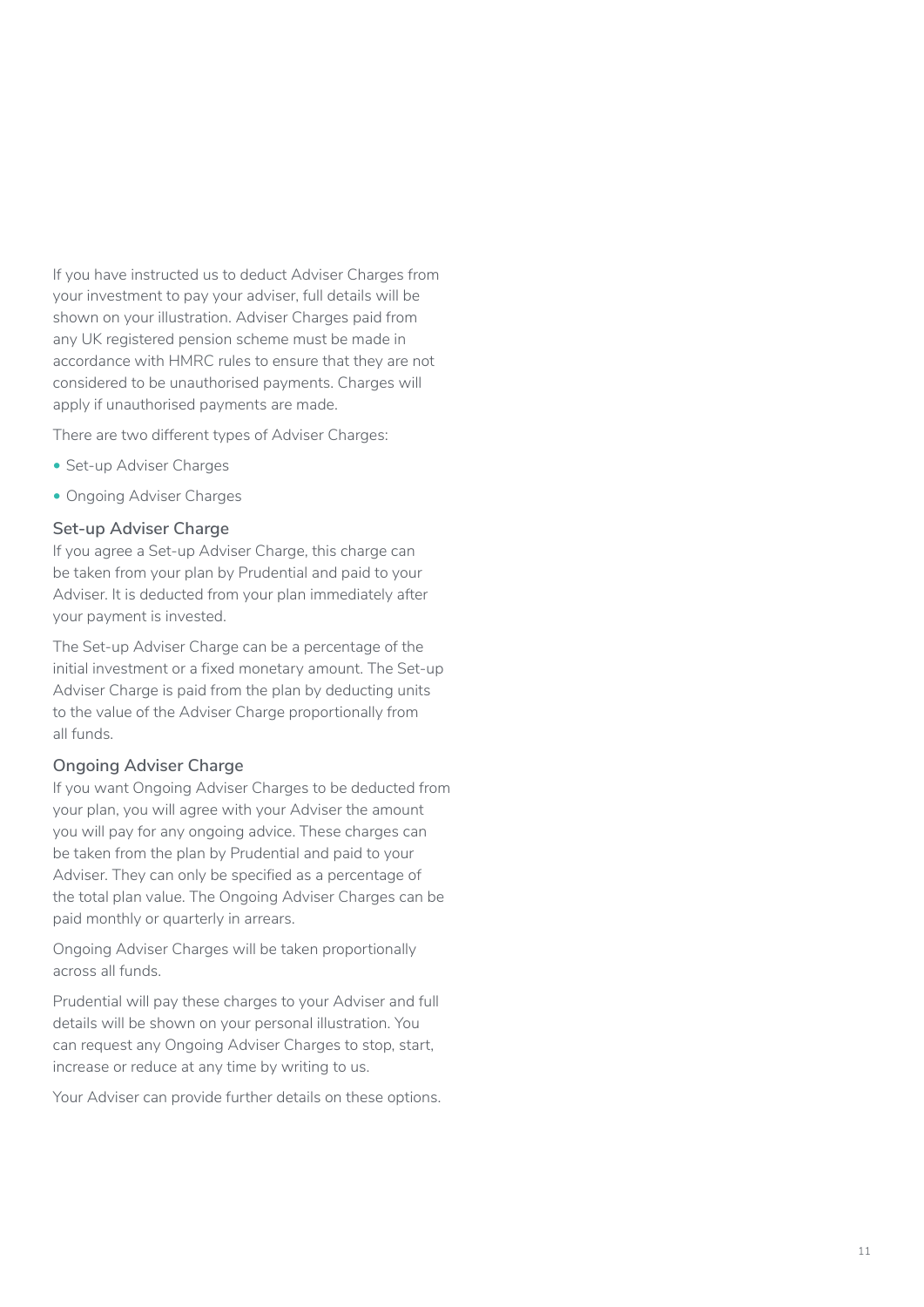If you have instructed us to deduct Adviser Charges from your investment to pay your adviser, full details will be shown on your illustration. Adviser Charges paid from any UK registered pension scheme must be made in accordance with HMRC rules to ensure that they are not considered to be unauthorised payments. Charges will apply if unauthorised payments are made.

There are two different types of Adviser Charges:

- Set-up Adviser Charges
- Ongoing Adviser Charges

### Set-up Adviser Charge

If you agree a Set-up Adviser Charge, this charge can be taken from your plan by Prudential and paid to your Adviser. It is deducted from your plan immediately after your payment is invested.

The Set-up Adviser Charge can be a percentage of the initial investment or a fixed monetary amount. The Set-up Adviser Charge is paid from the plan by deducting units to the value of the Adviser Charge proportionally from all funds.

### Ongoing Adviser Charge

If you want Ongoing Adviser Charges to be deducted from your plan, you will agree with your Adviser the amount you will pay for any ongoing advice. These charges can be taken from the plan by Prudential and paid to your Adviser. They can only be specified as a percentage of the total plan value. The Ongoing Adviser Charges can be paid monthly or quarterly in arrears.

Ongoing Adviser Charges will be taken proportionally across all funds.

Prudential will pay these charges to your Adviser and full details will be shown on your personal illustration. You can request any Ongoing Adviser Charges to stop, start, increase or reduce at any time by writing to us.

Your Adviser can provide further details on these options.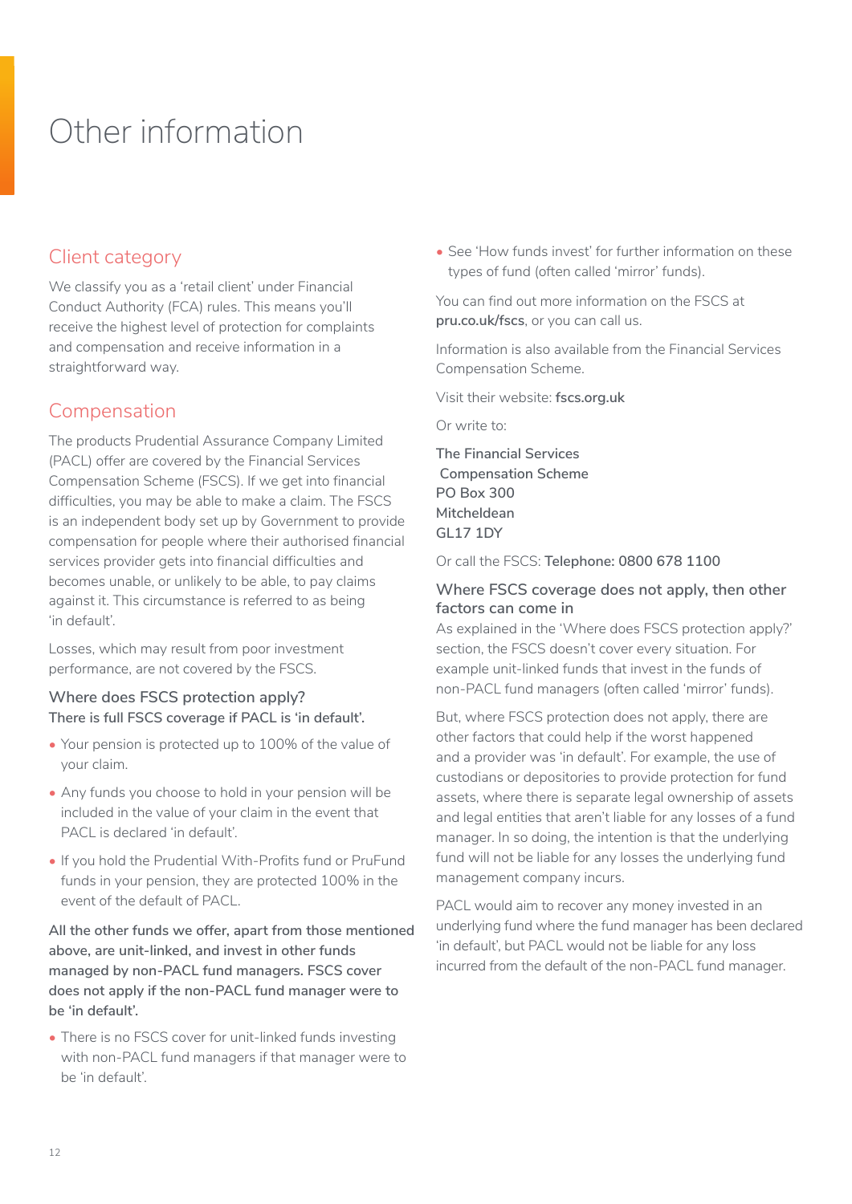# Other information

## Client category

We classify you as a 'retail client' under Financial Conduct Authority (FCA) rules. This means you'll receive the highest level of protection for complaints and compensation and receive information in a straightforward way.

## Compensation

The products Prudential Assurance Company Limited (PACL) offer are covered by the Financial Services Compensation Scheme (FSCS). If we get into financial difficulties, you may be able to make a claim. The FSCS is an independent body set up by Government to provide compensation for people where their authorised financial services provider gets into financial difficulties and becomes unable, or unlikely to be able, to pay claims against it. This circumstance is referred to as being 'in default'.

Losses, which may result from poor investment performance, are not covered by the FSCS.

### Where does FSCS protection apply?

**There is full FSCS coverage if PACL is 'in default'.**

- Your pension is protected up to 100% of the value of your claim.
- Any funds you choose to hold in your pension will be included in the value of your claim in the event that PACL is declared 'in default'.
- If you hold the Prudential With-Profits fund or PruFund funds in your pension, they are protected 100% in the event of the default of PACL.

**All the other funds we offer, apart from those mentioned above, are unit-linked, and invest in other funds managed by non-PACL fund managers. FSCS cover does not apply if the non-PACL fund manager were to be 'in default'.**

- There is no FSCS cover for unit-linked funds investing with non-PACL fund managers if that manager were to be 'in default'.
- See 'How funds invest' for further information on these types of fund (often called 'mirror' funds).

You can find out more information on the FSCS at **pru.co.uk/fscs**, or you can call us.

Information is also available from the Financial Services Compensation Scheme.

Visit their website: **fscs.org.uk**

Or write to:

**The Financial Services Compensation Scheme**
**PO Box 300**
**Mitcheldean**
**GL17 1DY**

Or call the FSCS: **Telephone: 0800 678 1100**

### Where FSCS coverage does not apply, then other factors can come in

As explained in the 'Where does FSCS protection apply?' section, the FSCS doesn't cover every situation. For example unit-linked funds that invest in the funds of non-PACL fund managers (often called 'mirror' funds).

But, where FSCS protection does not apply, there are other factors that could help if the worst happened and a provider was 'in default'. For example, the use of custodians or depositories to provide protection for fund assets, where there is separate legal ownership of assets and legal entities that aren't liable for any losses of a fund manager. In so doing, the intention is that the underlying fund will not be liable for any losses the underlying fund management company incurs.

PACL would aim to recover any money invested in an underlying fund where the fund manager has been declared 'in default', but PACL would not be liable for any loss incurred from the default of the non-PACL fund manager.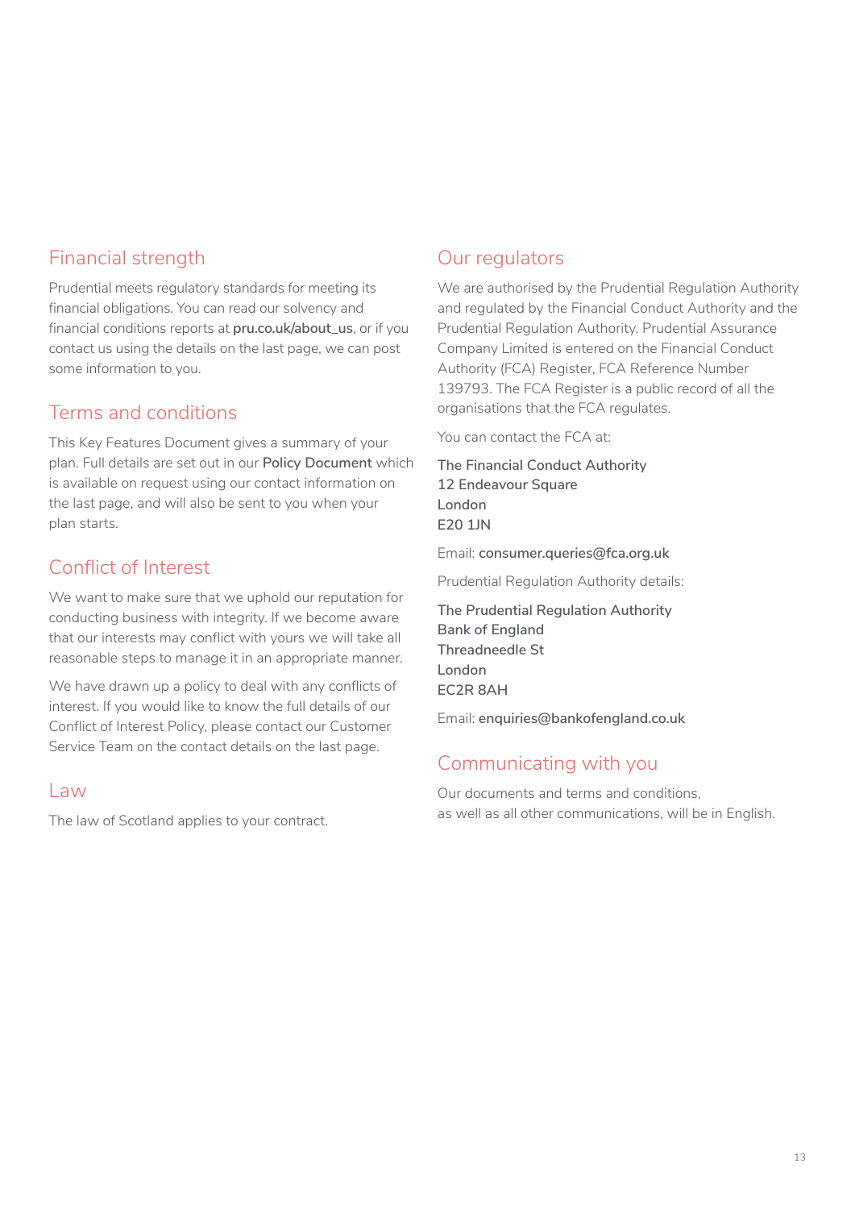## Financial strength

Prudential meets regulatory standards for meeting its financial obligations. You can read our solvency and financial conditions reports at **pru.co.uk/about_us**, or if you contact us using the details on the last page, we can post some information to you.

## Terms and conditions

This Key Features Document gives a summary of your plan. Full details are set out in our **Policy Document** which is available on request using our contact information on the last page, and will also be sent to you when your plan starts.

## Conflict of Interest

We want to make sure that we uphold our reputation for conducting business with integrity. If we become aware that our interests may conflict with yours we will take all reasonable steps to manage it in an appropriate manner.

We have drawn up a policy to deal with any conflicts of interest. If you would like to know the full details of our Conflict of Interest Policy, please contact our Customer Service Team on the contact details on the last page.

## Law

The law of Scotland applies to your contract.

## Our regulators

We are authorised by the Prudential Regulation Authority and regulated by the Financial Conduct Authority and the Prudential Regulation Authority. Prudential Assurance Company Limited is entered on the Financial Conduct Authority (FCA) Register, FCA Reference Number 139793. The FCA Register is a public record of all the organisations that the FCA regulates.

You can contact the FCA at:

**The Financial Conduct Authority**
**12 Endeavour Square**
**London**
**E20 1JN**

Email: **consumer.queries@fca.org.uk**

Prudential Regulation Authority details:

**The Prudential Regulation Authority**
**Bank of England**
**Threadneedle St**
**London**
**EC2R 8AH**

Email: **enquiries@bankofengland.co.uk**

## Communicating with you

Our documents and terms and conditions, as well as all other communications, will be in English.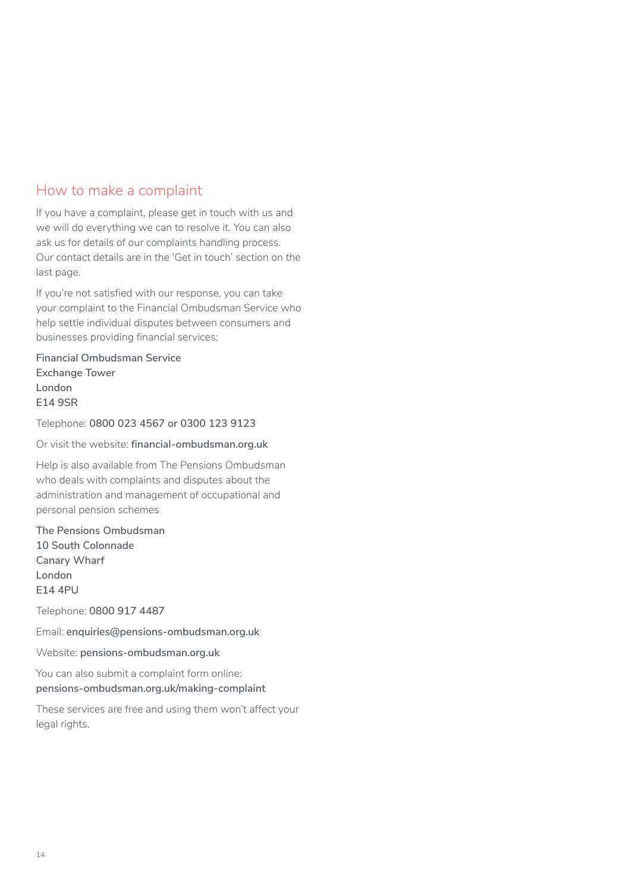## How to make a complaint

If you have a complaint, please get in touch with us and we will do everything we can to resolve it. You can also ask us for details of our complaints handling process. Our contact details are in the 'Get in touch' section on the last page.

If you're not satisfied with our response, you can take your complaint to the Financial Ombudsman Service who help settle individual disputes between consumers and businesses providing financial services:

**Financial Ombudsman Service**
**Exchange Tower**
**London**
**E14 9SR**

Telephone: **0800 023 4567 or 0300 123 9123**

Or visit the website: **financial-ombudsman.org.uk**

Help is also available from The Pensions Ombudsman who deals with complaints and disputes about the administration and management of occupational and personal pension schemes

**The Pensions Ombudsman**
**10 South Colonnade**
**Canary Wharf**
**London**
**E14 4PU**

Telephone: **0800 917 4487**

Email: **enquiries@pensions-ombudsman.org.uk**

Website: **pensions-ombudsman.org.uk**

You can also submit a complaint form online:
**pensions-ombudsman.org.uk/making-complaint**

These services are free and using them won't affect your legal rights.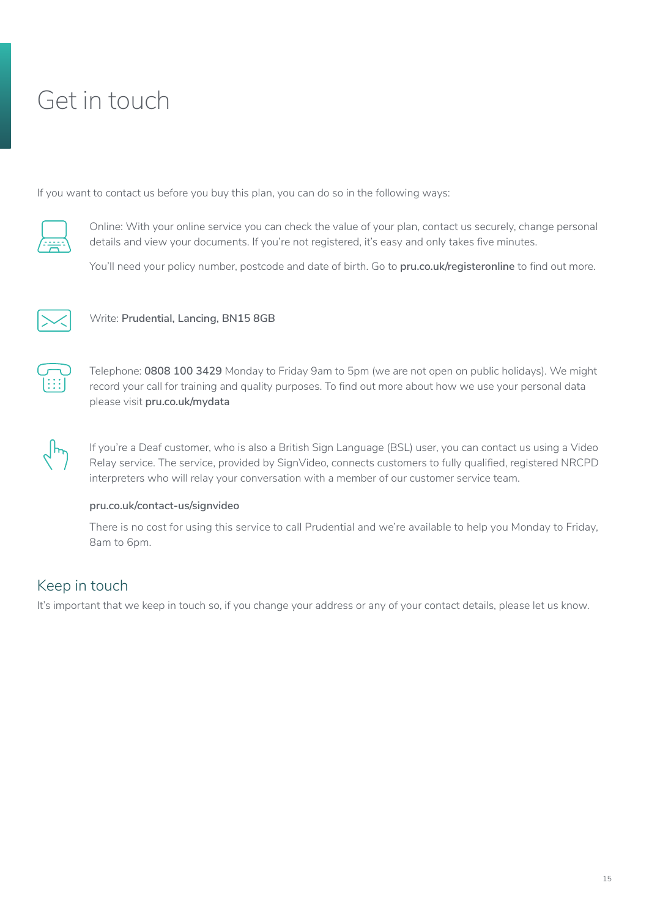# Get in touch

If you want to contact us before you buy this plan, you can do so in the following ways:

Online: With your online service you can check the value of your plan, contact us securely, change personal details and view your documents. If you're not registered, it's easy and only takes five minutes.

You'll need your policy number, postcode and date of birth. Go to **pru.co.uk/registeronline** to find out more.

Write: **Prudential, Lancing, BN15 8GB**

Telephone: **0808 100 3429** Monday to Friday 9am to 5pm (we are not open on public holidays). We might record your call for training and quality purposes. To find out more about how we use your personal data please visit **pru.co.uk/mydata**

If you're a Deaf customer, who is also a British Sign Language (BSL) user, you can contact us using a Video Relay service. The service, provided by SignVideo, connects customers to fully qualified, registered NRCPD interpreters who will relay your conversation with a member of our customer service team.

**pru.co.uk/contact-us/signvideo**

There is no cost for using this service to call Prudential and we're available to help you Monday to Friday, 8am to 6pm.

## Keep in touch

It's important that we keep in touch so, if you change your address or any of your contact details, please let us know.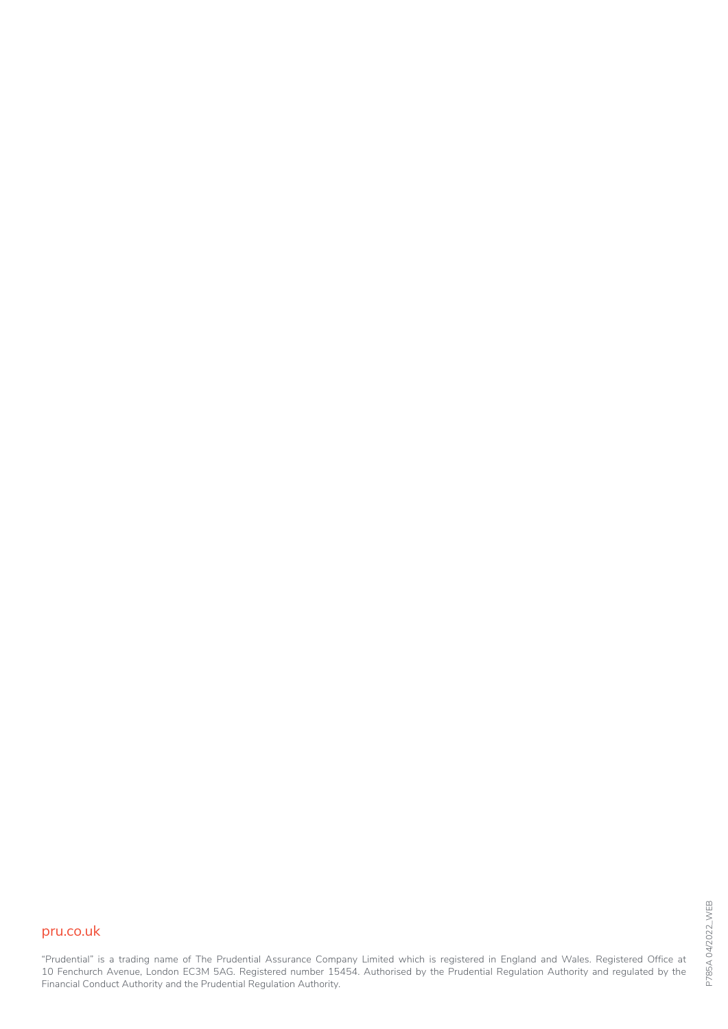pru.co.uk

"Prudential" is a trading name of The Prudential Assurance Company Limited which is registered in England and Wales. Registered Office at 10 Fenchurch Avenue, London EC3M 5AG. Registered number 15454. Authorised by the Prudential Regulation Authority and regulated by the Financial Conduct Authority and the Prudential Regulation Authority.

P785A 04/2022_WEB